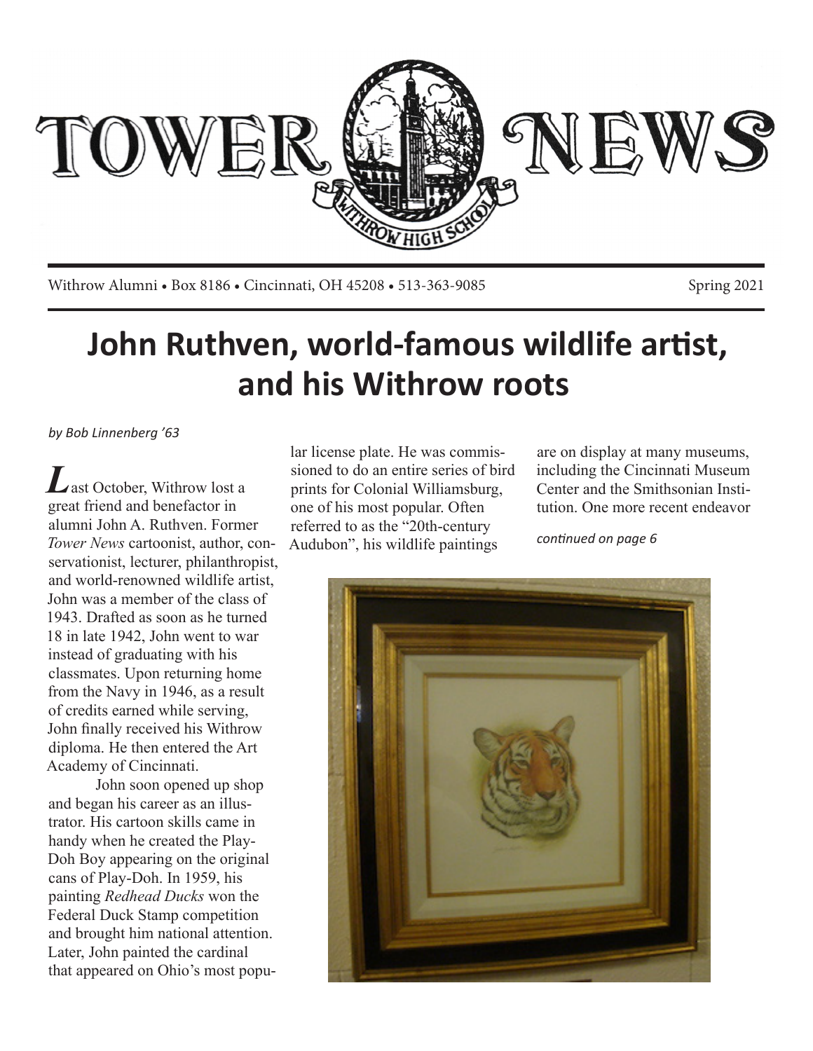# TOWER NEWS

Withrow Alumni • Box 8186 • Cincinnati, OH 45208 • 513-363-9085

Spring 2021

## John Ruthven, world-famous wildlife artist, and his Withrow roots

*by Bob Linnenberg '63*

Last October, Withrow lost a great friend and benefactor in alumni John A. Ruthven. Former *Tower News* cartoonist, author, conservationist, lecturer, philanthropist, and world-renowned wildlife artist, John was a member of the class of 1943. Drafted as soon as he turned 18 in late 1942, John went to war instead of graduating with his classmates. Upon returning home from the Navy in 1946, as a result of credits earned while serving, John finally received his Withrow diploma. He then entered the Art Academy of Cincinnati.

John soon opened up shop and began his career as an illustrator. His cartoon skills came in handy when he created the Play-Doh Boy appearing on the original cans of Play-Doh. In 1959, his painting *Redhead Ducks* won the Federal Duck Stamp competition and brought him national attention. Later, John painted the cardinal that appeared on Ohio's most popular license plate. He was commissioned to do an entire series of bird prints for Colonial Williamsburg, one of his most popular. Often referred to as the "20th-century Audubon", his wildlife paintings are on display at many museums, including the Cincinnati Museum Center and the Smithsonian Institution. One more recent endeavor

*continued on page 6*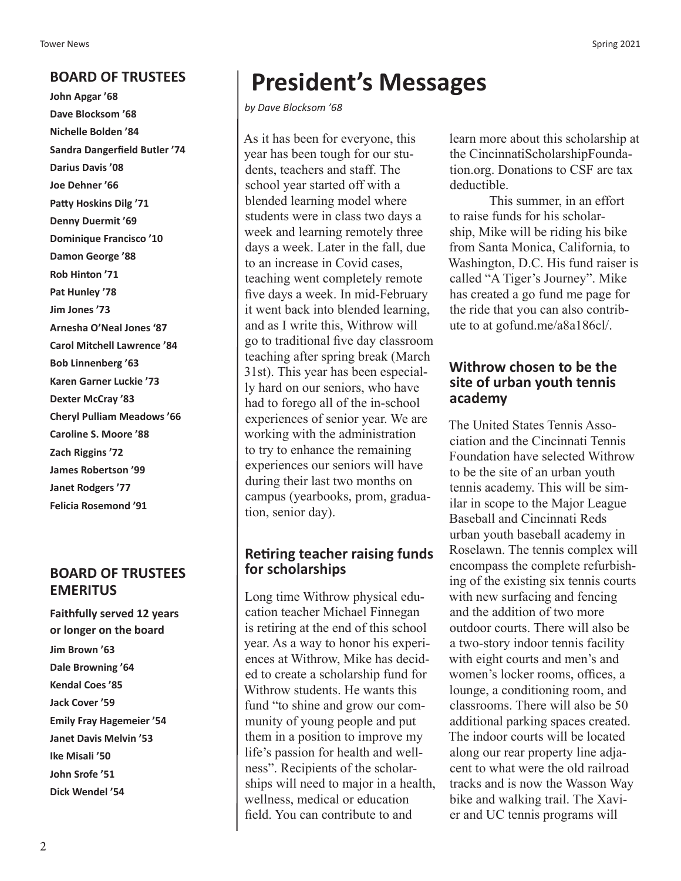## BOARD OF TRUSTEES

**John Apgar '68**
**Dave Blocksom '68**
**Nichelle Bolden '84**
**Sandra Dangerfield Butler '74**
**Darius Davis '08**
**Joe Dehner '66**
**Patty Hoskins Dilg '71**
**Denny Duermit '69**
**Dominique Francisco '10**
**Damon George '88**
**Rob Hinton '71**
**Pat Hunley '78**
**Jim Jones '73**
**Arnesha O'Neal Jones '87**
**Carol Mitchell Lawrence '84**
**Bob Linnenberg '63**
**Karen Garner Luckie '73**
**Dexter McCray '83**
**Cheryl Pulliam Meadows '66**
**Caroline S. Moore '88**
**Zach Riggins '72**
**James Robertson '99**
**Janet Rodgers '77**
**Felicia Rosemond '91**

## BOARD OF TRUSTEES EMERITUS

**Faithfully served 12 years or longer on the board**

**Jim Brown '63**
**Dale Browning '64**
**Kendal Coes '85**
**Jack Cover '59**
**Emily Fray Hagemeier '54**
**Janet Davis Melvin '53**
**Ike Misali '50**
**John Srofe '51**
**Dick Wendel '54**

# President's Messages

*by Dave Blocksom '68*

As it has been for everyone, this year has been tough for our students, teachers and staff. The school year started off with a blended learning model where students were in class two days a week and learning remotely three days a week. Later in the fall, due to an increase in Covid cases, teaching went completely remote five days a week. In mid-February it went back into blended learning, and as I write this, Withrow will go to traditional five day classroom teaching after spring break (March 31st). This year has been especially hard on our seniors, who have had to forego all of the in-school experiences of senior year. We are working with the administration to try to enhance the remaining experiences our seniors will have during their last two months on campus (yearbooks, prom, graduation, senior day).

### Retiring teacher raising funds for scholarships

Long time Withrow physical education teacher Michael Finnegan is retiring at the end of this school year. As a way to honor his experiences at Withrow, Mike has decided to create a scholarship fund for Withrow students. He wants this fund "to shine and grow our community of young people and put them in a position to improve my life's passion for health and wellness". Recipients of the scholarships will need to major in a health, wellness, medical or education field. You can contribute to and learn more about this scholarship at the CincinnatiScholarshipFoundation.org. Donations to CSF are tax deductible.

This summer, in an effort to raise funds for his scholarship, Mike will be riding his bike from Santa Monica, California, to Washington, D.C. His fund raiser is called "A Tiger's Journey". Mike has created a go fund me page for the ride that you can also contribute to at gofund.me/a8a186cl/.

### Withrow chosen to be the site of urban youth tennis academy

The United States Tennis Association and the Cincinnati Tennis Foundation have selected Withrow to be the site of an urban youth tennis academy. This will be similar in scope to the Major League Baseball and Cincinnati Reds urban youth baseball academy in Roselawn. The tennis complex will encompass the complete refurbishing of the existing six tennis courts with new surfacing and fencing and the addition of two more outdoor courts. There will also be a two-story indoor tennis facility with eight courts and men's and women's locker rooms, offices, a lounge, a conditioning room, and classrooms. There will also be 50 additional parking spaces created. The indoor courts will be located along our rear property line adjacent to what were the old railroad tracks and is now the Wasson Way bike and walking trail. The Xavier and UC tennis programs will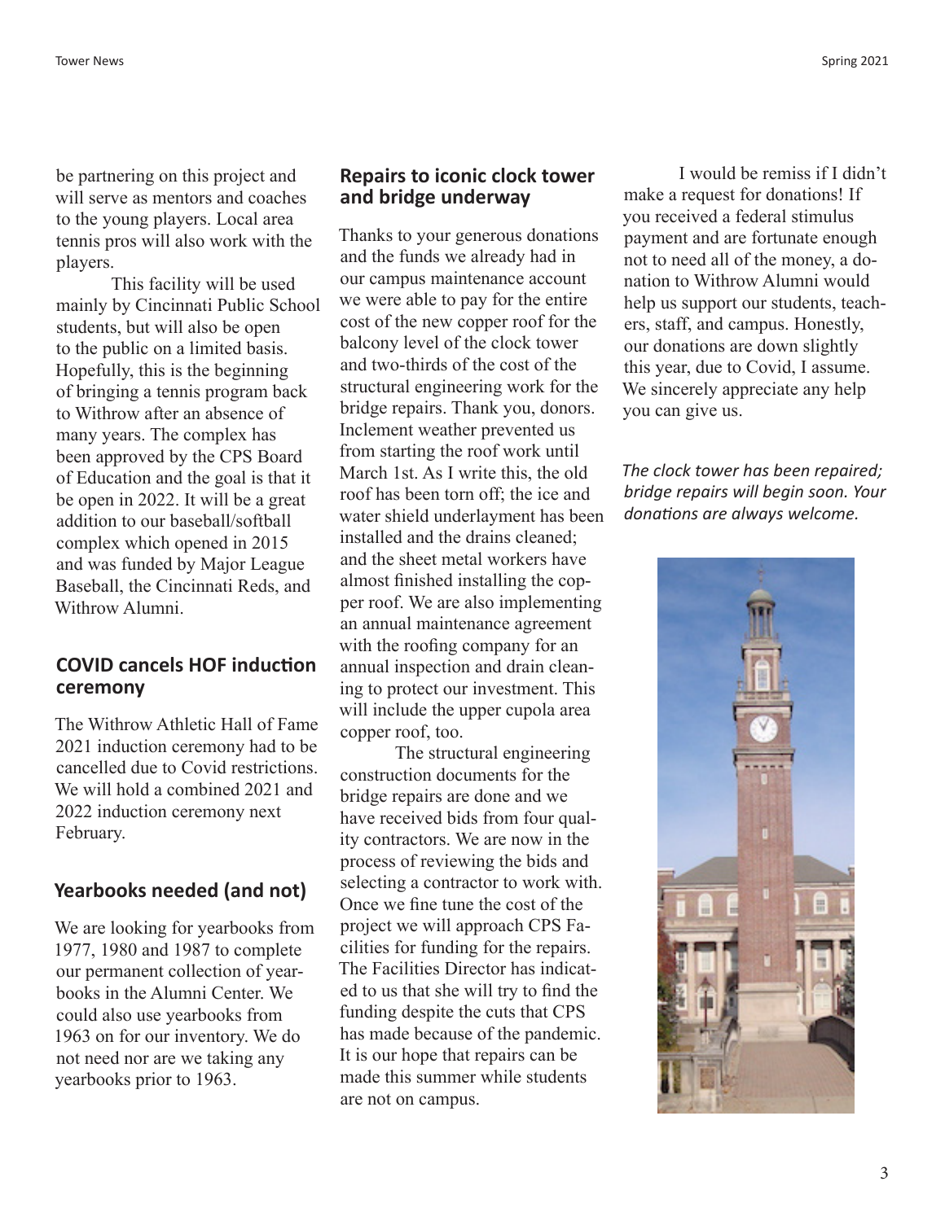be partnering on this project and will serve as mentors and coaches to the young players. Local area tennis pros will also work with the players.

This facility will be used mainly by Cincinnati Public School students, but will also be open to the public on a limited basis. Hopefully, this is the beginning of bringing a tennis program back to Withrow after an absence of many years. The complex has been approved by the CPS Board of Education and the goal is that it be open in 2022. It will be a great addition to our baseball/softball complex which opened in 2015 and was funded by Major League Baseball, the Cincinnati Reds, and Withrow Alumni.

## COVID cancels HOF induction ceremony

The Withrow Athletic Hall of Fame 2021 induction ceremony had to be cancelled due to Covid restrictions. We will hold a combined 2021 and 2022 induction ceremony next February.

## Yearbooks needed (and not)

We are looking for yearbooks from 1977, 1980 and 1987 to complete our permanent collection of yearbooks in the Alumni Center. We could also use yearbooks from 1963 on for our inventory. We do not need nor are we taking any yearbooks prior to 1963.

## Repairs to iconic clock tower and bridge underway

Thanks to your generous donations and the funds we already had in our campus maintenance account we were able to pay for the entire cost of the new copper roof for the balcony level of the clock tower and two-thirds of the cost of the structural engineering work for the bridge repairs. Thank you, donors. Inclement weather prevented us from starting the roof work until March 1st. As I write this, the old roof has been torn off; the ice and water shield underlayment has been installed and the drains cleaned; and the sheet metal workers have almost finished installing the copper roof. We are also implementing an annual maintenance agreement with the roofing company for an annual inspection and drain cleaning to protect our investment. This will include the upper cupola area copper roof, too.

The structural engineering construction documents for the bridge repairs are done and we have received bids from four quality contractors. We are now in the process of reviewing the bids and selecting a contractor to work with. Once we fine tune the cost of the project we will approach CPS Facilities for funding for the repairs. The Facilities Director has indicated to us that she will try to find the funding despite the cuts that CPS has made because of the pandemic. It is our hope that repairs can be made this summer while students are not on campus.

I would be remiss if I didn't make a request for donations! If you received a federal stimulus payment and are fortunate enough not to need all of the money, a donation to Withrow Alumni would help us support our students, teachers, staff, and campus. Honestly, our donations are down slightly this year, due to Covid, I assume. We sincerely appreciate any help you can give us.

*The clock tower has been repaired; bridge repairs will begin soon. Your donations are always welcome.*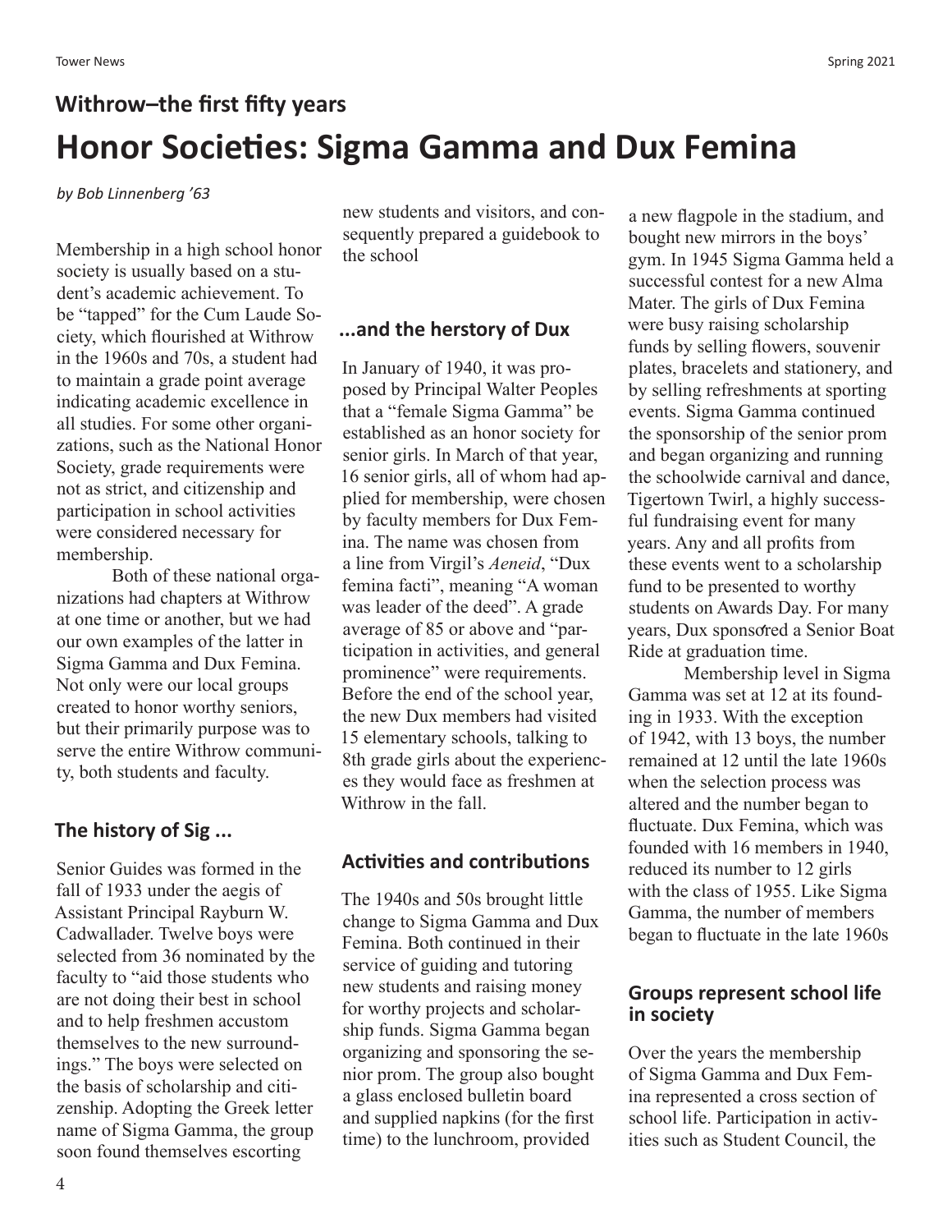## Withrow–the first fifty years

# Honor Societies: Sigma Gamma and Dux Femina

*by Bob Linnenberg '63*

Membership in a high school honor society is usually based on a student's academic achievement. To be "tapped" for the Cum Laude Society, which flourished at Withrow in the 1960s and 70s, a student had to maintain a grade point average indicating academic excellence in all studies. For some other organizations, such as the National Honor Society, grade requirements were not as strict, and citizenship and participation in school activities were considered necessary for membership.

Both of these national organizations had chapters at Withrow at one time or another, but we had our own examples of the latter in Sigma Gamma and Dux Femina. Not only were our local groups created to honor worthy seniors, but their primarily purpose was to serve the entire Withrow community, both students and faculty.

### The history of Sig ...

Senior Guides was formed in the fall of 1933 under the aegis of Assistant Principal Rayburn W. Cadwallader. Twelve boys were selected from 36 nominated by the faculty to "aid those students who are not doing their best in school and to help freshmen accustom themselves to the new surroundings." The boys were selected on the basis of scholarship and citizenship. Adopting the Greek letter name of Sigma Gamma, the group soon found themselves escorting new students and visitors, and consequently prepared a guidebook to the school

### ...and the herstory of Dux

In January of 1940, it was proposed by Principal Walter Peoples that a "female Sigma Gamma" be established as an honor society for senior girls. In March of that year, 16 senior girls, all of whom had applied for membership, were chosen by faculty members for Dux Femina. The name was chosen from a line from Virgil's *Aeneid*, "Dux femina facti", meaning "A woman was leader of the deed". A grade average of 85 or above and "participation in activities, and general prominence" were requirements. Before the end of the school year, the new Dux members had visited 15 elementary schools, talking to 8th grade girls about the experiences they would face as freshmen at Withrow in the fall.

### Activities and contributions

The 1940s and 50s brought little change to Sigma Gamma and Dux Femina. Both continued in their service of guiding and tutoring new students and raising money for worthy projects and scholarship funds. Sigma Gamma began organizing and sponsoring the senior prom. The group also bought a glass enclosed bulletin board and supplied napkins (for the first time) to the lunchroom, provided a new flagpole in the stadium, and bought new mirrors in the boys' gym. In 1945 Sigma Gamma held a successful contest for a new Alma Mater. The girls of Dux Femina were busy raising scholarship funds by selling flowers, souvenir plates, bracelets and stationery, and by selling refreshments at sporting events. Sigma Gamma continued the sponsorship of the senior prom and began organizing and running the schoolwide carnival and dance, Tigertown Twirl, a highly successful fundraising event for many years. Any and all profits from these events went to a scholarship fund to be presented to worthy students on Awards Day. For many years, Dux sponsored a Senior Boat Ride at graduation time.

Membership level in Sigma Gamma was set at 12 at its founding in 1933. With the exception of 1942, with 13 boys, the number remained at 12 until the late 1960s when the selection process was altered and the number began to fluctuate. Dux Femina, which was founded with 16 members in 1940, reduced its number to 12 girls with the class of 1955. Like Sigma Gamma, the number of members began to fluctuate in the late 1960s

### Groups represent school life in society

Over the years the membership of Sigma Gamma and Dux Femina represented a cross section of school life. Participation in activities such as Student Council, the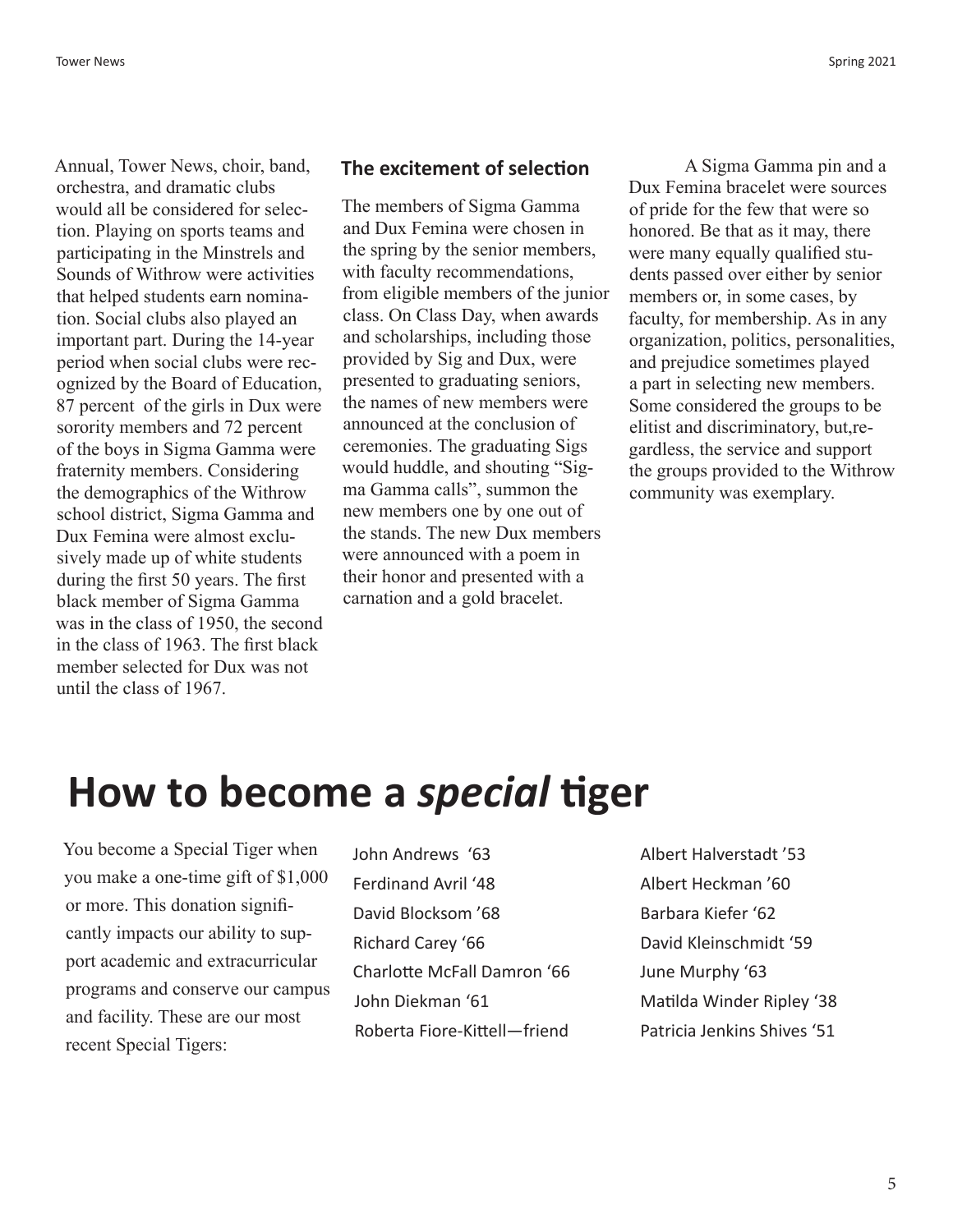Annual, Tower News, choir, band, orchestra, and dramatic clubs would all be considered for selection. Playing on sports teams and participating in the Minstrels and Sounds of Withrow were activities that helped students earn nomination. Social clubs also played an important part. During the 14-year period when social clubs were recognized by the Board of Education, 87 percent of the girls in Dux were sorority members and 72 percent of the boys in Sigma Gamma were fraternity members. Considering the demographics of the Withrow school district, Sigma Gamma and Dux Femina were almost exclusively made up of white students during the first 50 years. The first black member of Sigma Gamma was in the class of 1950, the second in the class of 1963. The first black member selected for Dux was not until the class of 1967.

### The excitement of selection

The members of Sigma Gamma and Dux Femina were chosen in the spring by the senior members, with faculty recommendations, from eligible members of the junior class. On Class Day, when awards and scholarships, including those provided by Sig and Dux, were presented to graduating seniors, the names of new members were announced at the conclusion of ceremonies. The graduating Sigs would huddle, and shouting "Sigma Gamma calls", summon the new members one by one out of the stands. The new Dux members were announced with a poem in their honor and presented with a carnation and a gold bracelet.

A Sigma Gamma pin and a Dux Femina bracelet were sources of pride for the few that were so honored. Be that as it may, there were many equally qualified students passed over either by senior members or, in some cases, by faculty, for membership. As in any organization, politics, personalities, and prejudice sometimes played a part in selecting new members. Some considered the groups to be elitist and discriminatory, but, regardless, the service and support the groups provided to the Withrow community was exemplary.

# How to become a *special* tiger

You become a Special Tiger when you make a one-time gift of $1,000 or more. This donation significantly impacts our ability to support academic and extracurricular programs and conserve our campus and facility. These are our most recent Special Tigers:

John Andrews '63
Ferdinand Avril '48
David Blocksom '68
Richard Carey '66
Charlotte McFall Damron '66
John Diekman '61
Roberta Fiore-Kittell—friend
Albert Halverstadt '53
Albert Heckman '60
Barbara Kiefer '62
David Kleinschmidt '59
June Murphy '63
Matilda Winder Ripley '38
Patricia Jenkins Shives '51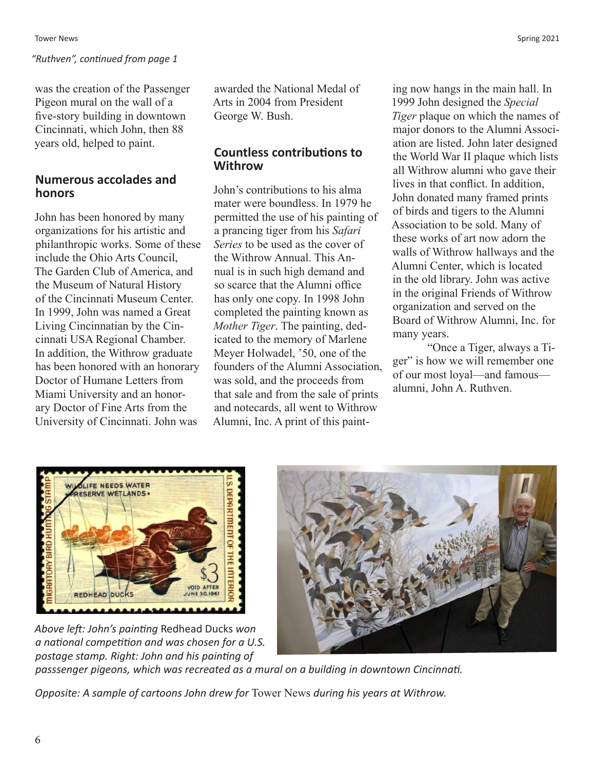*"Ruthven", continued from page 1*

was the creation of the Passenger Pigeon mural on the wall of a five-story building in downtown Cincinnati, which John, then 88 years old, helped to paint.

## Numerous accolades and honors

John has been honored by many organizations for his artistic and philanthropic works. Some of these include the Ohio Arts Council, The Garden Club of America, and the Museum of Natural History of the Cincinnati Museum Center. In 1999, John was named a Great Living Cincinnatian by the Cincinnati USA Regional Chamber. In addition, the Withrow graduate has been honored with an honorary Doctor of Humane Letters from Miami University and an honorary Doctor of Fine Arts from the University of Cincinnati. John was awarded the National Medal of Arts in 2004 from President George W. Bush.

## Countless contributions to Withrow

John's contributions to his alma mater were boundless. In 1979 he permitted the use of his painting of a prancing tiger from his *Safari Series* to be used as the cover of the Withrow Annual. This Annual is in such high demand and so scarce that the Alumni office has only one copy. In 1998 John completed the painting known as *Mother Tiger*. The painting, dedicated to the memory of Marlene Meyer Holwadel, '50, one of the founders of the Alumni Association, was sold, and the proceeds from that sale and from the sale of prints and notecards, all went to Withrow Alumni, Inc. A print of this painting now hangs in the main hall. In 1999 John designed the *Special Tiger* plaque on which the names of major donors to the Alumni Association are listed. John later designed the World War II plaque which lists all Withrow alumni who gave their lives in that conflict. In addition, John donated many framed prints of birds and tigers to the Alumni Association to be sold. Many of these works of art now adorn the walls of Withrow hallways and the Alumni Center, which is located in the old library. John was active in the original Friends of Withrow organization and served on the Board of Withrow Alumni, Inc. for many years.

"Once a Tiger, always a Tiger" is how we will remember one of our most loyal—and famous—alumni, John A. Ruthven.

*Above left: John's painting* Redhead Ducks *won a national competition and was chosen for a U.S. postage stamp. Right: John and his painting of passsenger pigeons, which was recreated as a mural on a building in downtown Cincinnati.*

*Opposite: A sample of cartoons John drew for* Tower News *during his years at Withrow.*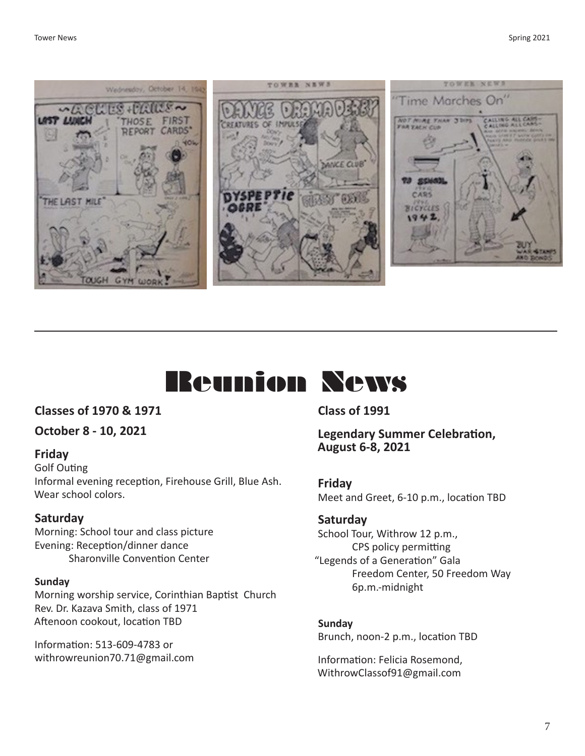# Reunion News

## Classes of 1970 & 1971

**October 8 - 10, 2021**

### Friday

Golf Outing
Informal evening reception, Firehouse Grill, Blue Ash. Wear school colors.

### Saturday

Morning: School tour and class picture
Evening: Reception/dinner dance
Sharonville Convention Center

**Sunday**

Morning worship service, Corinthian Baptist Church
Rev. Dr. Kazava Smith, class of 1971
Aftenoon cookout, location TBD

Information: 513-609-4783 or
withrowreunion70.71@gmail.com

## Class of 1991

**Legendary Summer Celebration, August 6-8, 2021**

### Friday

Meet and Greet, 6-10 p.m., location TBD

### Saturday

School Tour, Withrow 12 p.m.,
CPS policy permitting
"Legends of a Generation" Gala
Freedom Center, 50 Freedom Way
6p.m.-midnight

**Sunday**

Brunch, noon-2 p.m., location TBD

Information: Felicia Rosemond,
WithrowClassof91@gmail.com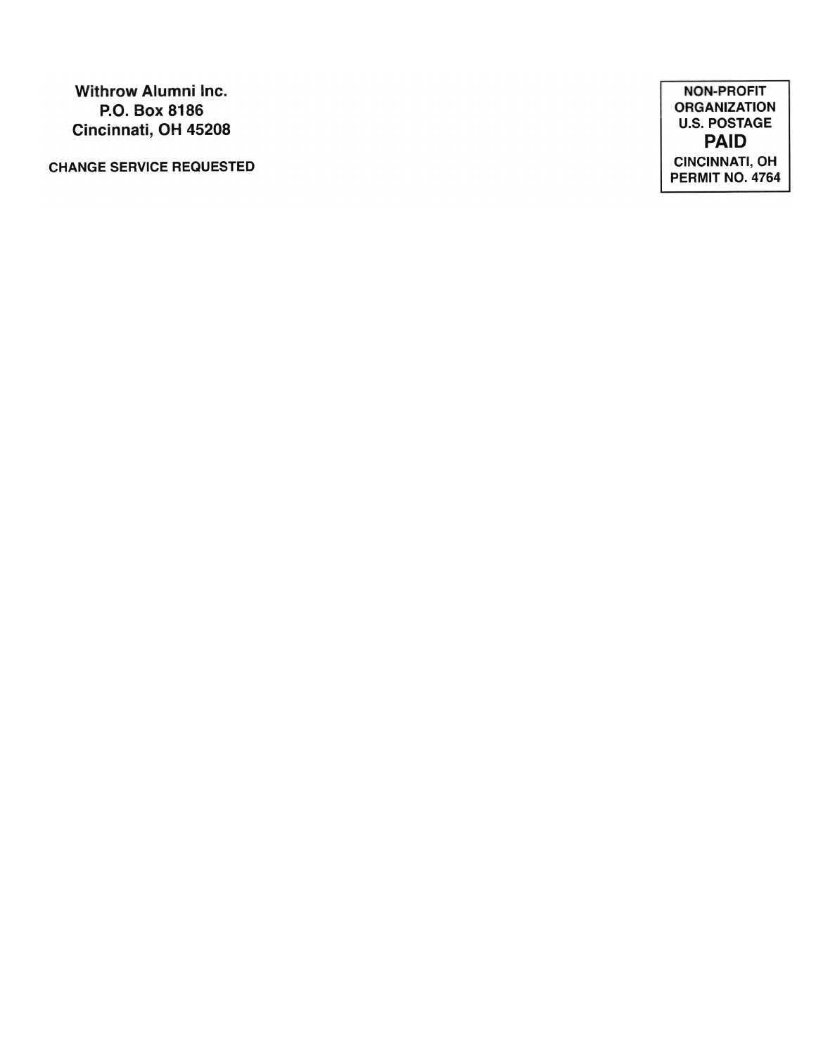Withrow Alumni Inc.
P.O. Box 8186
Cincinnati, OH 45208

CHANGE SERVICE REQUESTED

NON-PROFIT
ORGANIZATION
U.S. POSTAGE
**PAID**
CINCINNATI, OH
PERMIT NO. 4764